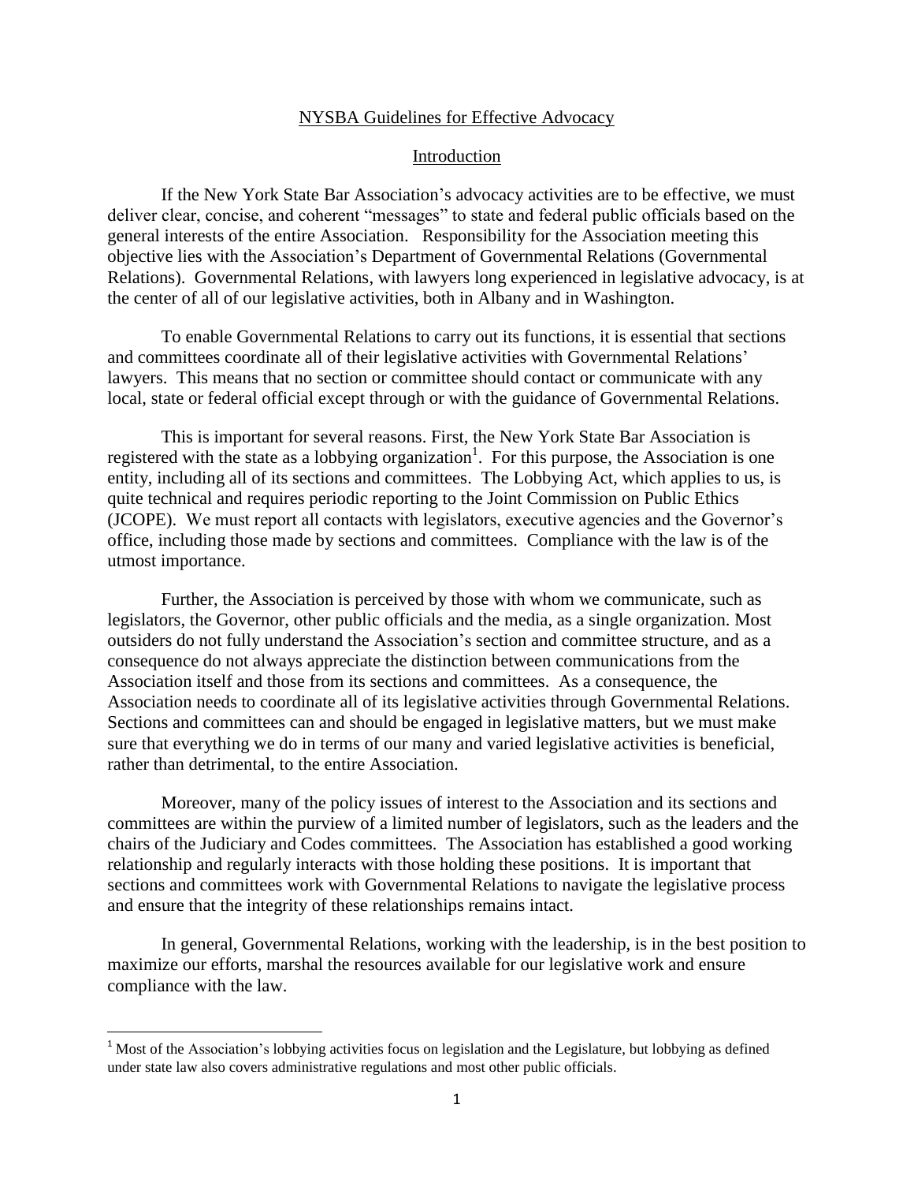# NYSBA Guidelines for Effective Advocacy

## Introduction

If the New York State Bar Association's advocacy activities are to be effective, we must deliver clear, concise, and coherent "messages" to state and federal public officials based on the general interests of the entire Association. Responsibility for the Association meeting this objective lies with the Association's Department of Governmental Relations (Governmental Relations). Governmental Relations, with lawyers long experienced in legislative advocacy, is at the center of all of our legislative activities, both in Albany and in Washington.

To enable Governmental Relations to carry out its functions, it is essential that sections and committees coordinate all of their legislative activities with Governmental Relations' lawyers. This means that no section or committee should contact or communicate with any local, state or federal official except through or with the guidance of Governmental Relations.

This is important for several reasons. First, the New York State Bar Association is registered with the state as a lobbying organization[1]. For this purpose, the Association is one entity, including all of its sections and committees. The Lobbying Act, which applies to us, is quite technical and requires periodic reporting to the Joint Commission on Public Ethics (JCOPE). We must report all contacts with legislators, executive agencies and the Governor's office, including those made by sections and committees. Compliance with the law is of the utmost importance.

Further, the Association is perceived by those with whom we communicate, such as legislators, the Governor, other public officials and the media, as a single organization. Most outsiders do not fully understand the Association's section and committee structure, and as a consequence do not always appreciate the distinction between communications from the Association itself and those from its sections and committees. As a consequence, the Association needs to coordinate all of its legislative activities through Governmental Relations. Sections and committees can and should be engaged in legislative matters, but we must make sure that everything we do in terms of our many and varied legislative activities is beneficial, rather than detrimental, to the entire Association.

Moreover, many of the policy issues of interest to the Association and its sections and committees are within the purview of a limited number of legislators, such as the leaders and the chairs of the Judiciary and Codes committees. The Association has established a good working relationship and regularly interacts with those holding these positions. It is important that sections and committees work with Governmental Relations to navigate the legislative process and ensure that the integrity of these relationships remains intact.

In general, Governmental Relations, working with the leadership, is in the best position to maximize our efforts, marshal the resources available for our legislative work and ensure compliance with the law.

---

[1] Most of the Association's lobbying activities focus on legislation and the Legislature, but lobbying as defined under state law also covers administrative regulations and most other public officials.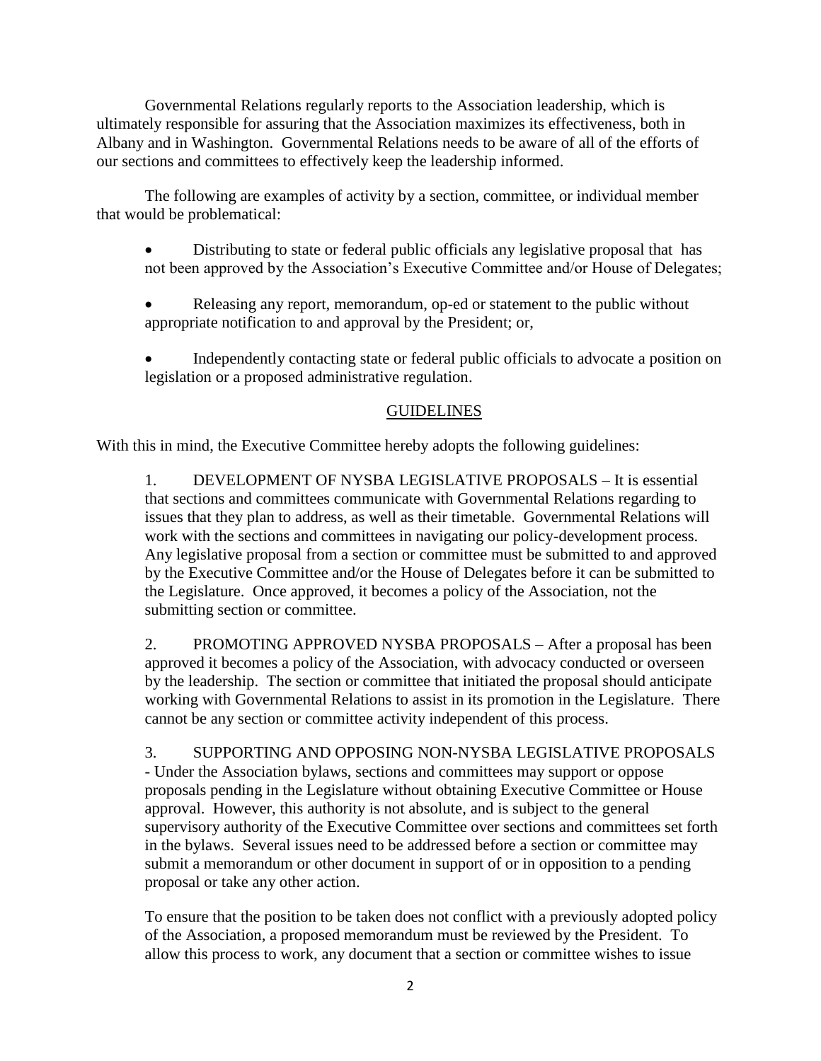Governmental Relations regularly reports to the Association leadership, which is ultimately responsible for assuring that the Association maximizes its effectiveness, both in Albany and in Washington. Governmental Relations needs to be aware of all of the efforts of our sections and committees to effectively keep the leadership informed.

The following are examples of activity by a section, committee, or individual member that would be problematical:

- Distributing to state or federal public officials any legislative proposal that has not been approved by the Association's Executive Committee and/or House of Delegates;
- Releasing any report, memorandum, op-ed or statement to the public without appropriate notification to and approval by the President; or,
- Independently contacting state or federal public officials to advocate a position on legislation or a proposed administrative regulation.

## GUIDELINES

With this in mind, the Executive Committee hereby adopts the following guidelines:

1. DEVELOPMENT OF NYSBA LEGISLATIVE PROPOSALS – It is essential that sections and committees communicate with Governmental Relations regarding to issues that they plan to address, as well as their timetable. Governmental Relations will work with the sections and committees in navigating our policy-development process. Any legislative proposal from a section or committee must be submitted to and approved by the Executive Committee and/or the House of Delegates before it can be submitted to the Legislature. Once approved, it becomes a policy of the Association, not the submitting section or committee.

2. PROMOTING APPROVED NYSBA PROPOSALS – After a proposal has been approved it becomes a policy of the Association, with advocacy conducted or overseen by the leadership. The section or committee that initiated the proposal should anticipate working with Governmental Relations to assist in its promotion in the Legislature. There cannot be any section or committee activity independent of this process.

3. SUPPORTING AND OPPOSING NON-NYSBA LEGISLATIVE PROPOSALS - Under the Association bylaws, sections and committees may support or oppose proposals pending in the Legislature without obtaining Executive Committee or House approval. However, this authority is not absolute, and is subject to the general supervisory authority of the Executive Committee over sections and committees set forth in the bylaws. Several issues need to be addressed before a section or committee may submit a memorandum or other document in support of or in opposition to a pending proposal or take any other action.

   To ensure that the position to be taken does not conflict with a previously adopted policy of the Association, a proposed memorandum must be reviewed by the President. To allow this process to work, any document that a section or committee wishes to issue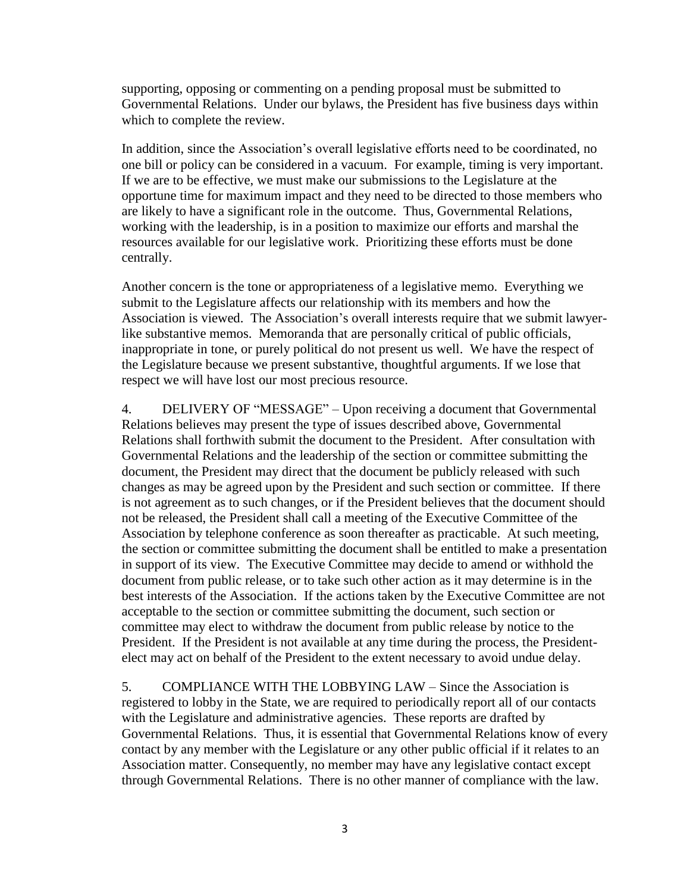supporting, opposing or commenting on a pending proposal must be submitted to Governmental Relations. Under our bylaws, the President has five business days within which to complete the review.

In addition, since the Association's overall legislative efforts need to be coordinated, no one bill or policy can be considered in a vacuum. For example, timing is very important. If we are to be effective, we must make our submissions to the Legislature at the opportune time for maximum impact and they need to be directed to those members who are likely to have a significant role in the outcome. Thus, Governmental Relations, working with the leadership, is in a position to maximize our efforts and marshal the resources available for our legislative work. Prioritizing these efforts must be done centrally.

Another concern is the tone or appropriateness of a legislative memo. Everything we submit to the Legislature affects our relationship with its members and how the Association is viewed. The Association's overall interests require that we submit lawyer-like substantive memos. Memoranda that are personally critical of public officials, inappropriate in tone, or purely political do not present us well. We have the respect of the Legislature because we present substantive, thoughtful arguments. If we lose that respect we will have lost our most precious resource.

4. DELIVERY OF "MESSAGE" – Upon receiving a document that Governmental Relations believes may present the type of issues described above, Governmental Relations shall forthwith submit the document to the President. After consultation with Governmental Relations and the leadership of the section or committee submitting the document, the President may direct that the document be publicly released with such changes as may be agreed upon by the President and such section or committee. If there is not agreement as to such changes, or if the President believes that the document should not be released, the President shall call a meeting of the Executive Committee of the Association by telephone conference as soon thereafter as practicable. At such meeting, the section or committee submitting the document shall be entitled to make a presentation in support of its view. The Executive Committee may decide to amend or withhold the document from public release, or to take such other action as it may determine is in the best interests of the Association. If the actions taken by the Executive Committee are not acceptable to the section or committee submitting the document, such section or committee may elect to withdraw the document from public release by notice to the President. If the President is not available at any time during the process, the President-elect may act on behalf of the President to the extent necessary to avoid undue delay.

5. COMPLIANCE WITH THE LOBBYING LAW – Since the Association is registered to lobby in the State, we are required to periodically report all of our contacts with the Legislature and administrative agencies. These reports are drafted by Governmental Relations. Thus, it is essential that Governmental Relations know of every contact by any member with the Legislature or any other public official if it relates to an Association matter. Consequently, no member may have any legislative contact except through Governmental Relations. There is no other manner of compliance with the law.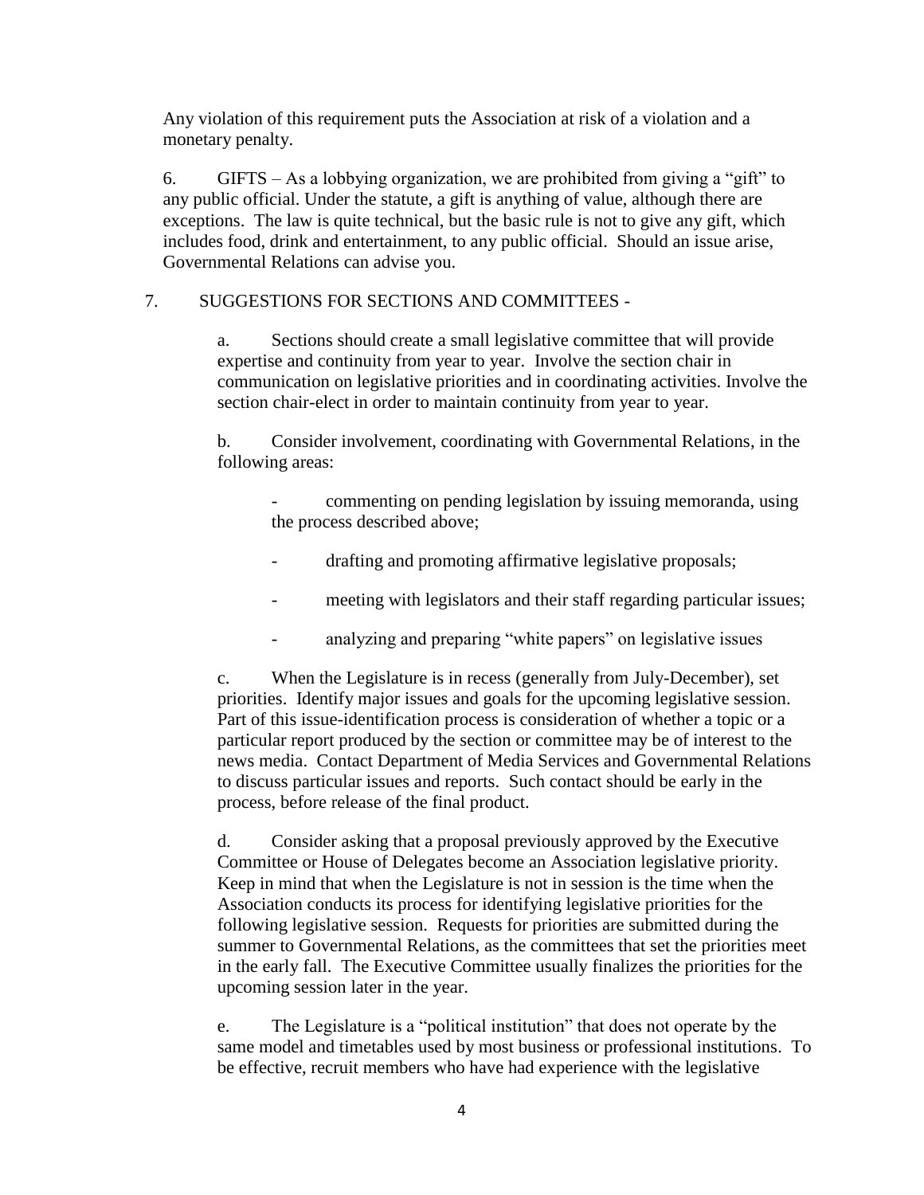Any violation of this requirement puts the Association at risk of a violation and a monetary penalty.

6. GIFTS – As a lobbying organization, we are prohibited from giving a "gift" to any public official. Under the statute, a gift is anything of value, although there are exceptions. The law is quite technical, but the basic rule is not to give any gift, which includes food, drink and entertainment, to any public official. Should an issue arise, Governmental Relations can advise you.

7. SUGGESTIONS FOR SECTIONS AND COMMITTEES -

a. Sections should create a small legislative committee that will provide expertise and continuity from year to year. Involve the section chair in communication on legislative priorities and in coordinating activities. Involve the section chair-elect in order to maintain continuity from year to year.

b. Consider involvement, coordinating with Governmental Relations, in the following areas:

- commenting on pending legislation by issuing memoranda, using the process described above;
- drafting and promoting affirmative legislative proposals;
- meeting with legislators and their staff regarding particular issues;
- analyzing and preparing "white papers" on legislative issues

c. When the Legislature is in recess (generally from July-December), set priorities. Identify major issues and goals for the upcoming legislative session. Part of this issue-identification process is consideration of whether a topic or a particular report produced by the section or committee may be of interest to the news media. Contact Department of Media Services and Governmental Relations to discuss particular issues and reports. Such contact should be early in the process, before release of the final product.

d. Consider asking that a proposal previously approved by the Executive Committee or House of Delegates become an Association legislative priority. Keep in mind that when the Legislature is not in session is the time when the Association conducts its process for identifying legislative priorities for the following legislative session. Requests for priorities are submitted during the summer to Governmental Relations, as the committees that set the priorities meet in the early fall. The Executive Committee usually finalizes the priorities for the upcoming session later in the year.

e. The Legislature is a "political institution" that does not operate by the same model and timetables used by most business or professional institutions. To be effective, recruit members who have had experience with the legislative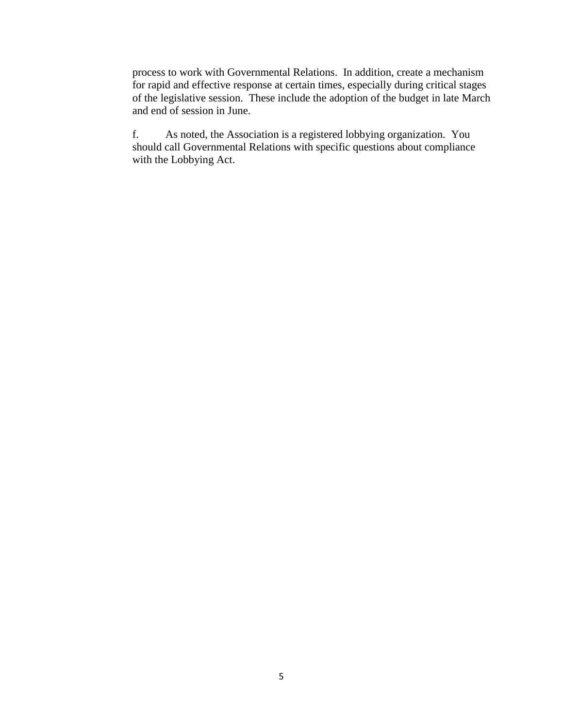process to work with Governmental Relations. In addition, create a mechanism for rapid and effective response at certain times, especially during critical stages of the legislative session. These include the adoption of the budget in late March and end of session in June.

f. As noted, the Association is a registered lobbying organization. You should call Governmental Relations with specific questions about compliance with the Lobbying Act.